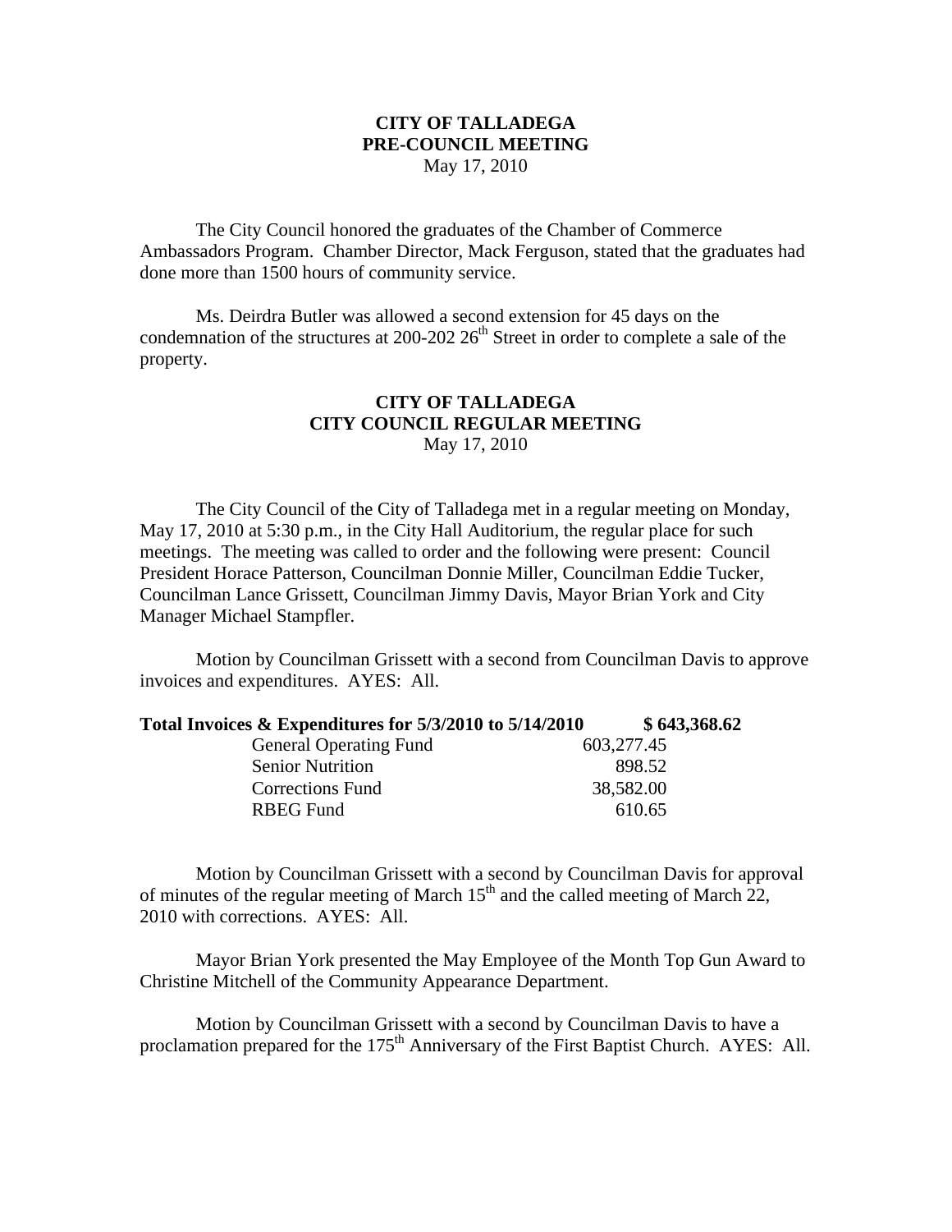# CITY OF TALLADEGA
## PRE-COUNCIL MEETING
May 17, 2010

The City Council honored the graduates of the Chamber of Commerce Ambassadors Program. Chamber Director, Mack Ferguson, stated that the graduates had done more than 1500 hours of community service.

Ms. Deirdra Butler was allowed a second extension for 45 days on the condemnation of the structures at 200-202 26th Street in order to complete a sale of the property.

# CITY OF TALLADEGA
## CITY COUNCIL REGULAR MEETING
May 17, 2010

The City Council of the City of Talladega met in a regular meeting on Monday, May 17, 2010 at 5:30 p.m., in the City Hall Auditorium, the regular place for such meetings. The meeting was called to order and the following were present: Council President Horace Patterson, Councilman Donnie Miller, Councilman Eddie Tucker, Councilman Lance Grissett, Councilman Jimmy Davis, Mayor Brian York and City Manager Michael Stampfler.

Motion by Councilman Grissett with a second from Councilman Davis to approve invoices and expenditures. AYES: All.

| **Total Invoices & Expenditures for 5/3/2010 to 5/14/2010** | | **$ 643,368.62** |
|---|---|---|
| General Operating Fund | 603,277.45 | |
| Senior Nutrition | 898.52 | |
| Corrections Fund | 38,582.00 | |
| RBEG Fund | 610.65 | |

Motion by Councilman Grissett with a second by Councilman Davis for approval of minutes of the regular meeting of March 15th and the called meeting of March 22, 2010 with corrections. AYES: All.

Mayor Brian York presented the May Employee of the Month Top Gun Award to Christine Mitchell of the Community Appearance Department.

Motion by Councilman Grissett with a second by Councilman Davis to have a proclamation prepared for the 175th Anniversary of the First Baptist Church. AYES: All.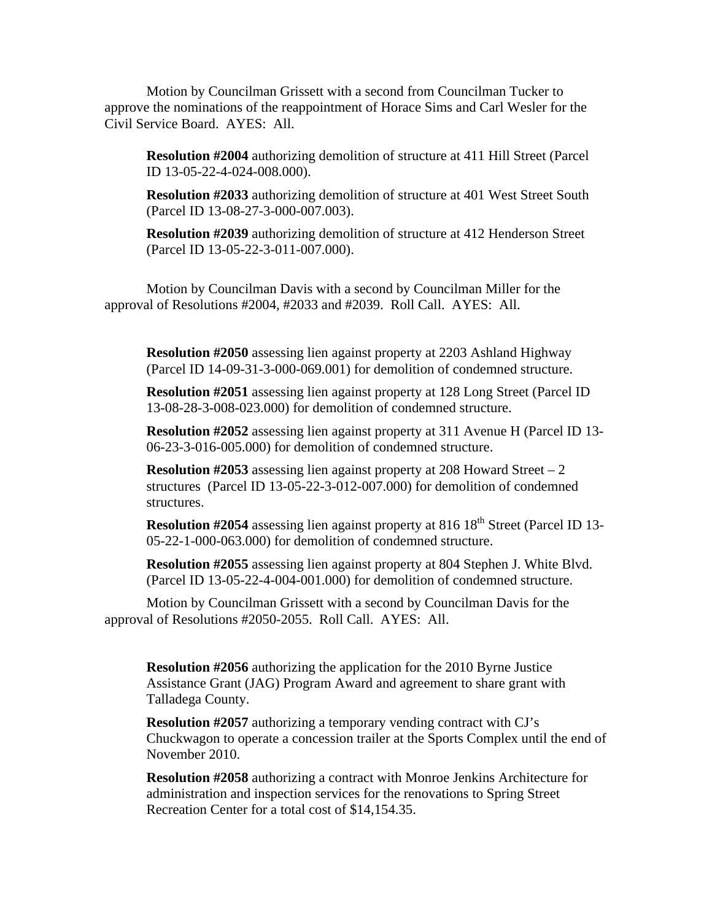Motion by Councilman Grissett with a second from Councilman Tucker to approve the nominations of the reappointment of Horace Sims and Carl Wesler for the Civil Service Board. AYES: All.

**Resolution #2004** authorizing demolition of structure at 411 Hill Street (Parcel ID 13-05-22-4-024-008.000).

**Resolution #2033** authorizing demolition of structure at 401 West Street South (Parcel ID 13-08-27-3-000-007.003).

**Resolution #2039** authorizing demolition of structure at 412 Henderson Street (Parcel ID 13-05-22-3-011-007.000).

Motion by Councilman Davis with a second by Councilman Miller for the approval of Resolutions #2004, #2033 and #2039. Roll Call. AYES: All.

**Resolution #2050** assessing lien against property at 2203 Ashland Highway (Parcel ID 14-09-31-3-000-069.001) for demolition of condemned structure.

**Resolution #2051** assessing lien against property at 128 Long Street (Parcel ID 13-08-28-3-008-023.000) for demolition of condemned structure.

**Resolution #2052** assessing lien against property at 311 Avenue H (Parcel ID 13-06-23-3-016-005.000) for demolition of condemned structure.

**Resolution #2053** assessing lien against property at 208 Howard Street – 2 structures (Parcel ID 13-05-22-3-012-007.000) for demolition of condemned structures.

**Resolution #2054** assessing lien against property at 816 18th Street (Parcel ID 13-05-22-1-000-063.000) for demolition of condemned structure.

**Resolution #2055** assessing lien against property at 804 Stephen J. White Blvd. (Parcel ID 13-05-22-4-004-001.000) for demolition of condemned structure.

Motion by Councilman Grissett with a second by Councilman Davis for the approval of Resolutions #2050-2055. Roll Call. AYES: All.

**Resolution #2056** authorizing the application for the 2010 Byrne Justice Assistance Grant (JAG) Program Award and agreement to share grant with Talladega County.

**Resolution #2057** authorizing a temporary vending contract with CJ's Chuckwagon to operate a concession trailer at the Sports Complex until the end of November 2010.

**Resolution #2058** authorizing a contract with Monroe Jenkins Architecture for administration and inspection services for the renovations to Spring Street Recreation Center for a total cost of $14,154.35.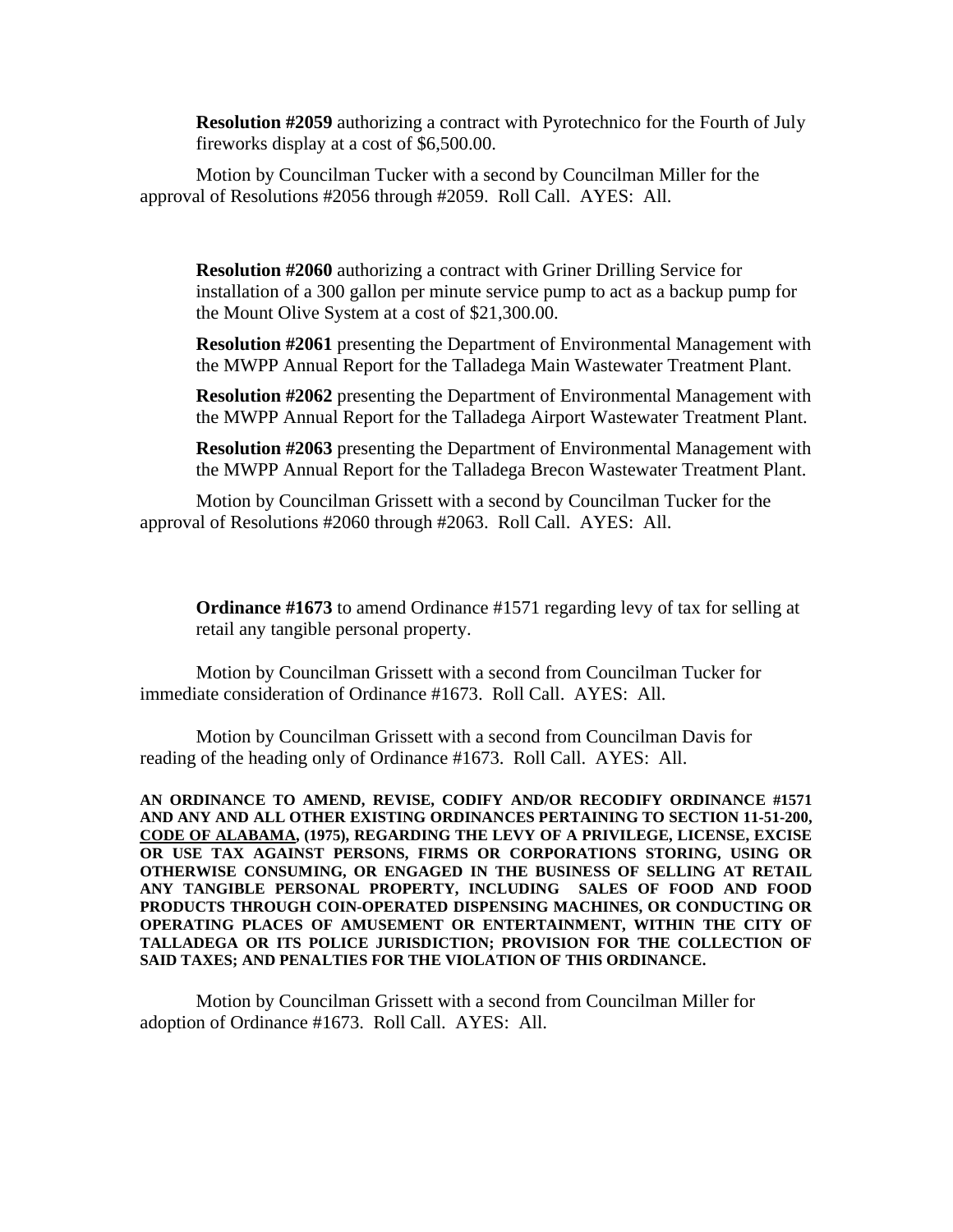**Resolution #2059** authorizing a contract with Pyrotechnico for the Fourth of July fireworks display at a cost of $6,500.00.

Motion by Councilman Tucker with a second by Councilman Miller for the approval of Resolutions #2056 through #2059. Roll Call. AYES: All.

**Resolution #2060** authorizing a contract with Griner Drilling Service for installation of a 300 gallon per minute service pump to act as a backup pump for the Mount Olive System at a cost of $21,300.00.

**Resolution #2061** presenting the Department of Environmental Management with the MWPP Annual Report for the Talladega Main Wastewater Treatment Plant.

**Resolution #2062** presenting the Department of Environmental Management with the MWPP Annual Report for the Talladega Airport Wastewater Treatment Plant.

**Resolution #2063** presenting the Department of Environmental Management with the MWPP Annual Report for the Talladega Brecon Wastewater Treatment Plant.

Motion by Councilman Grissett with a second by Councilman Tucker for the approval of Resolutions #2060 through #2063. Roll Call. AYES: All.

**Ordinance #1673** to amend Ordinance #1571 regarding levy of tax for selling at retail any tangible personal property.

Motion by Councilman Grissett with a second from Councilman Tucker for immediate consideration of Ordinance #1673. Roll Call. AYES: All.

Motion by Councilman Grissett with a second from Councilman Davis for reading of the heading only of Ordinance #1673. Roll Call. AYES: All.

**AN ORDINANCE TO AMEND, REVISE, CODIFY AND/OR RECODIFY ORDINANCE #1571 AND ANY AND ALL OTHER EXISTING ORDINANCES PERTAINING TO SECTION 11-51-200, CODE OF ALABAMA, (1975), REGARDING THE LEVY OF A PRIVILEGE, LICENSE, EXCISE OR USE TAX AGAINST PERSONS, FIRMS OR CORPORATIONS STORING, USING OR OTHERWISE CONSUMING, OR ENGAGED IN THE BUSINESS OF SELLING AT RETAIL ANY TANGIBLE PERSONAL PROPERTY, INCLUDING SALES OF FOOD AND FOOD PRODUCTS THROUGH COIN-OPERATED DISPENSING MACHINES, OR CONDUCTING OR OPERATING PLACES OF AMUSEMENT OR ENTERTAINMENT, WITHIN THE CITY OF TALLADEGA OR ITS POLICE JURISDICTION; PROVISION FOR THE COLLECTION OF SAID TAXES; AND PENALTIES FOR THE VIOLATION OF THIS ORDINANCE.**

Motion by Councilman Grissett with a second from Councilman Miller for adoption of Ordinance #1673. Roll Call. AYES: All.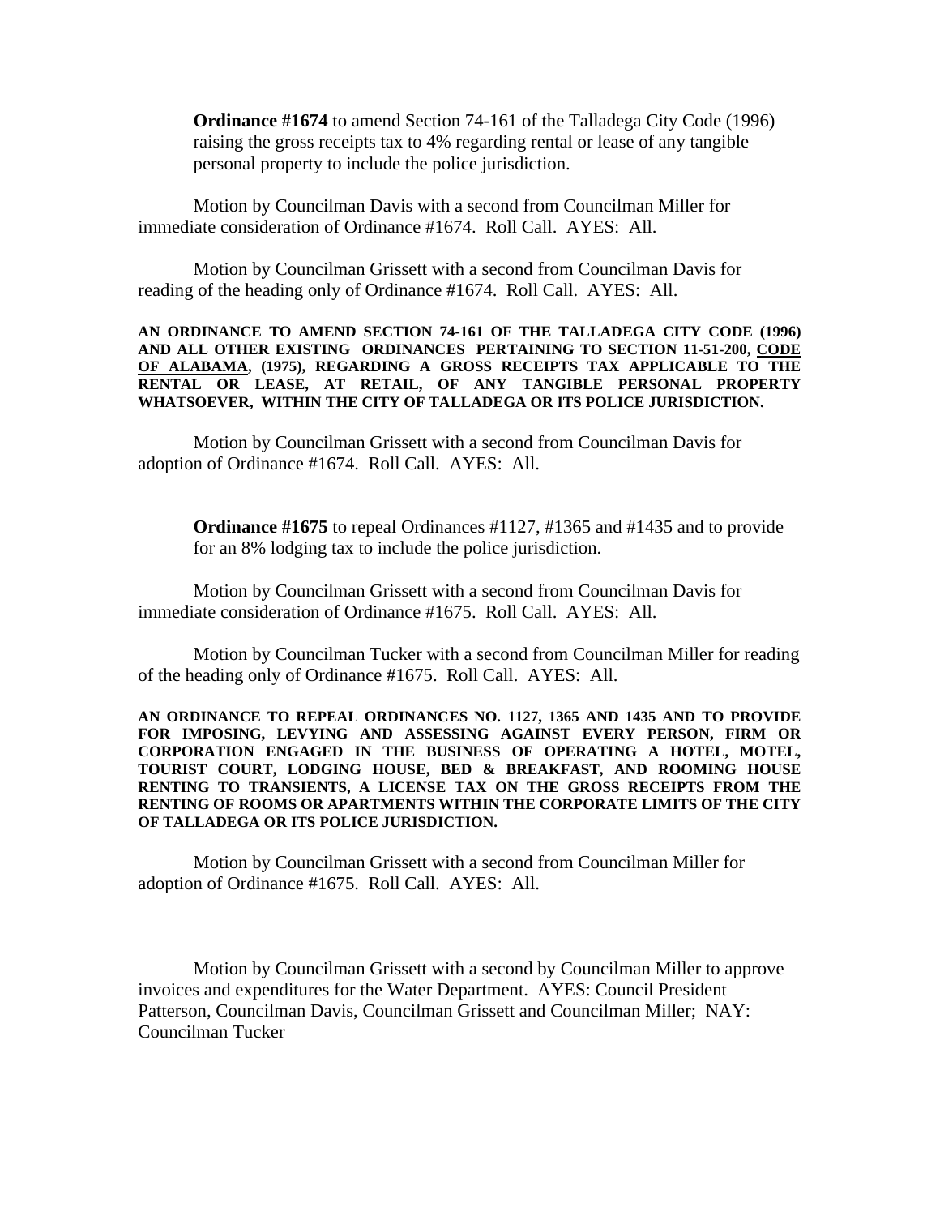**Ordinance #1674** to amend Section 74-161 of the Talladega City Code (1996) raising the gross receipts tax to 4% regarding rental or lease of any tangible personal property to include the police jurisdiction.

Motion by Councilman Davis with a second from Councilman Miller for immediate consideration of Ordinance #1674. Roll Call. AYES: All.

Motion by Councilman Grissett with a second from Councilman Davis for reading of the heading only of Ordinance #1674. Roll Call. AYES: All.

**AN ORDINANCE TO AMEND SECTION 74-161 OF THE TALLADEGA CITY CODE (1996) AND ALL OTHER EXISTING ORDINANCES PERTAINING TO SECTION 11-51-200, CODE OF ALABAMA, (1975), REGARDING A GROSS RECEIPTS TAX APPLICABLE TO THE RENTAL OR LEASE, AT RETAIL, OF ANY TANGIBLE PERSONAL PROPERTY WHATSOEVER, WITHIN THE CITY OF TALLADEGA OR ITS POLICE JURISDICTION.**

Motion by Councilman Grissett with a second from Councilman Davis for adoption of Ordinance #1674. Roll Call. AYES: All.

**Ordinance #1675** to repeal Ordinances #1127, #1365 and #1435 and to provide for an 8% lodging tax to include the police jurisdiction.

Motion by Councilman Grissett with a second from Councilman Davis for immediate consideration of Ordinance #1675. Roll Call. AYES: All.

Motion by Councilman Tucker with a second from Councilman Miller for reading of the heading only of Ordinance #1675. Roll Call. AYES: All.

**AN ORDINANCE TO REPEAL ORDINANCES NO. 1127, 1365 AND 1435 AND TO PROVIDE FOR IMPOSING, LEVYING AND ASSESSING AGAINST EVERY PERSON, FIRM OR CORPORATION ENGAGED IN THE BUSINESS OF OPERATING A HOTEL, MOTEL, TOURIST COURT, LODGING HOUSE, BED & BREAKFAST, AND ROOMING HOUSE RENTING TO TRANSIENTS, A LICENSE TAX ON THE GROSS RECEIPTS FROM THE RENTING OF ROOMS OR APARTMENTS WITHIN THE CORPORATE LIMITS OF THE CITY OF TALLADEGA OR ITS POLICE JURISDICTION.**

Motion by Councilman Grissett with a second from Councilman Miller for adoption of Ordinance #1675. Roll Call. AYES: All.

Motion by Councilman Grissett with a second by Councilman Miller to approve invoices and expenditures for the Water Department. AYES: Council President Patterson, Councilman Davis, Councilman Grissett and Councilman Miller; NAY: Councilman Tucker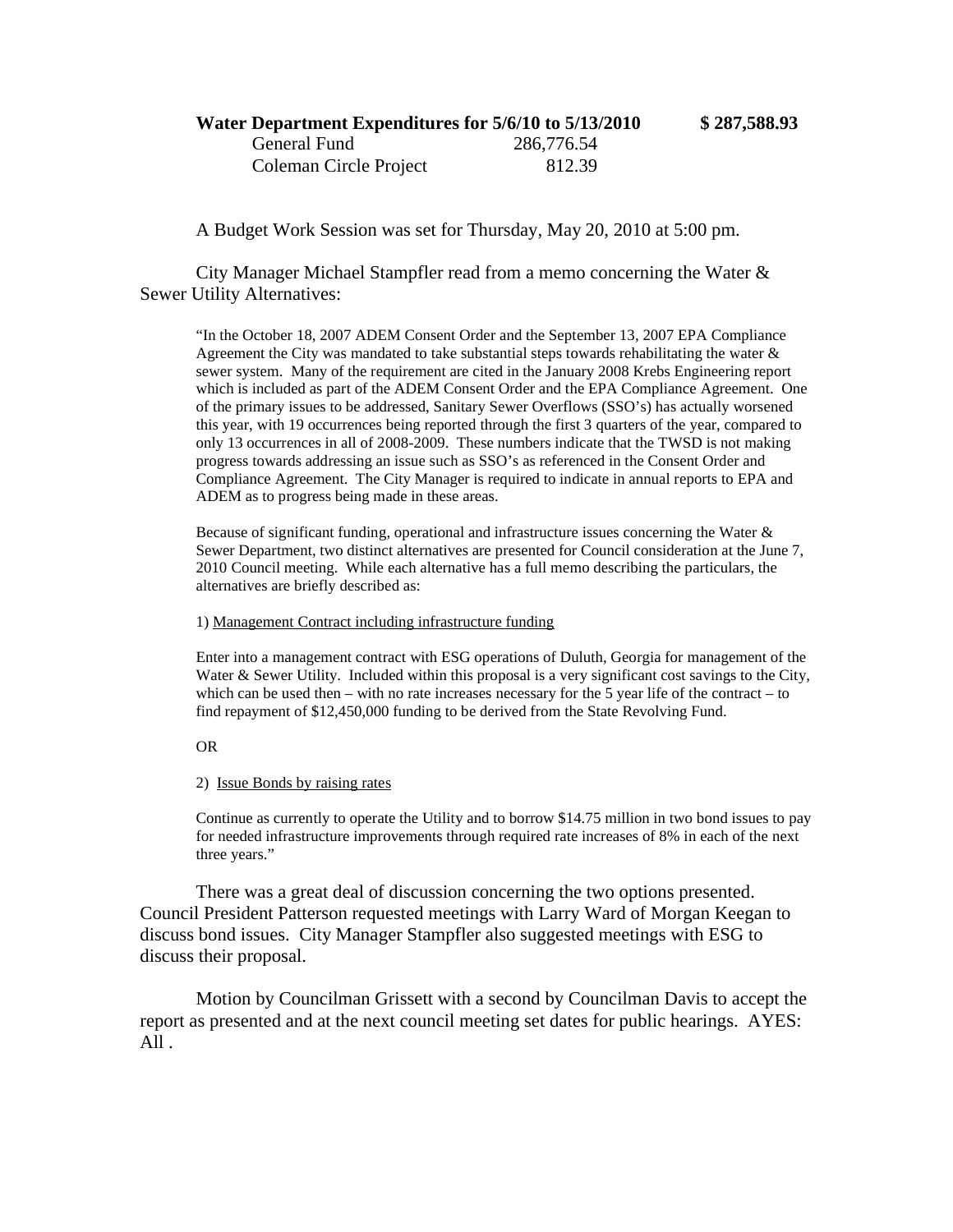**Water Department Expenditures for 5/6/10 to 5/13/2010 $ 287,588.93**

| | |
|---|---|
| General Fund | 286,776.54 |
| Coleman Circle Project | 812.39 |

A Budget Work Session was set for Thursday, May 20, 2010 at 5:00 pm.

City Manager Michael Stampfler read from a memo concerning the Water & Sewer Utility Alternatives:

> "In the October 18, 2007 ADEM Consent Order and the September 13, 2007 EPA Compliance Agreement the City was mandated to take substantial steps towards rehabilitating the water & sewer system. Many of the requirement are cited in the January 2008 Krebs Engineering report which is included as part of the ADEM Consent Order and the EPA Compliance Agreement. One of the primary issues to be addressed, Sanitary Sewer Overflows (SSO's) has actually worsened this year, with 19 occurrences being reported through the first 3 quarters of the year, compared to only 13 occurrences in all of 2008-2009. These numbers indicate that the TWSD is not making progress towards addressing an issue such as SSO's as referenced in the Consent Order and Compliance Agreement. The City Manager is required to indicate in annual reports to EPA and ADEM as to progress being made in these areas.
>
> Because of significant funding, operational and infrastructure issues concerning the Water & Sewer Department, two distinct alternatives are presented for Council consideration at the June 7, 2010 Council meeting. While each alternative has a full memo describing the particulars, the alternatives are briefly described as:
>
> 1) Management Contract including infrastructure funding
>
> Enter into a management contract with ESG operations of Duluth, Georgia for management of the Water & Sewer Utility. Included within this proposal is a very significant cost savings to the City, which can be used then – with no rate increases necessary for the 5 year life of the contract – to find repayment of $12,450,000 funding to be derived from the State Revolving Fund.
>
> OR
>
> 2) Issue Bonds by raising rates
>
> Continue as currently to operate the Utility and to borrow $14.75 million in two bond issues to pay for needed infrastructure improvements through required rate increases of 8% in each of the next three years."

There was a great deal of discussion concerning the two options presented. Council President Patterson requested meetings with Larry Ward of Morgan Keegan to discuss bond issues. City Manager Stampfler also suggested meetings with ESG to discuss their proposal.

Motion by Councilman Grissett with a second by Councilman Davis to accept the report as presented and at the next council meeting set dates for public hearings. AYES: All .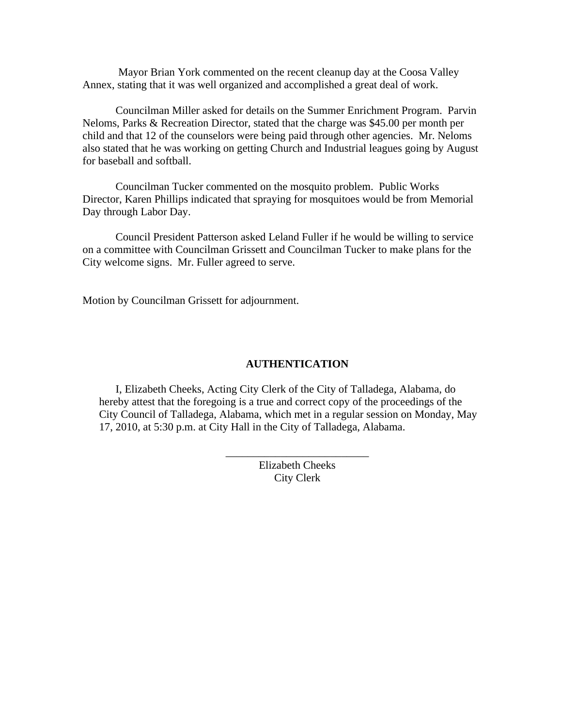Mayor Brian York commented on the recent cleanup day at the Coosa Valley Annex, stating that it was well organized and accomplished a great deal of work.

Councilman Miller asked for details on the Summer Enrichment Program. Parvin Neloms, Parks & Recreation Director, stated that the charge was $45.00 per month per child and that 12 of the counselors were being paid through other agencies. Mr. Neloms also stated that he was working on getting Church and Industrial leagues going by August for baseball and softball.

Councilman Tucker commented on the mosquito problem. Public Works Director, Karen Phillips indicated that spraying for mosquitoes would be from Memorial Day through Labor Day.

Council President Patterson asked Leland Fuller if he would be willing to service on a committee with Councilman Grissett and Councilman Tucker to make plans for the City welcome signs. Mr. Fuller agreed to serve.

Motion by Councilman Grissett for adjournment.

**AUTHENTICATION**

I, Elizabeth Cheeks, Acting City Clerk of the City of Talladega, Alabama, do hereby attest that the foregoing is a true and correct copy of the proceedings of the City Council of Talladega, Alabama, which met in a regular session on Monday, May 17, 2010, at 5:30 p.m. at City Hall in the City of Talladega, Alabama.

\_\_\_\_\_\_\_\_\_\_\_\_\_\_\_\_\_\_\_\_\_\_\_\_\_\_\_

Elizabeth Cheeks
City Clerk